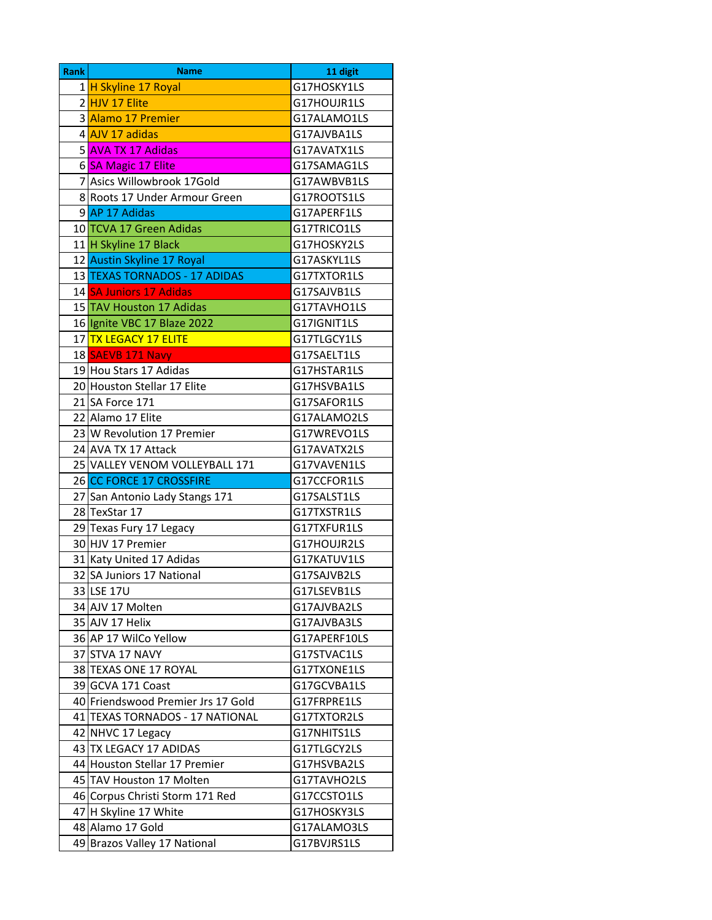| Rank | Name | 11 digit |
|---|---|---|
| 1 | H Skyline 17 Royal | G17HOSKY1LS |
| 2 | HJV 17 Elite | G17HOUJR1LS |
| 3 | Alamo 17 Premier | G17ALAMO1LS |
| 4 | AJV 17 adidas | G17AJVBA1LS |
| 5 | AVA TX 17 Adidas | G17AVATX1LS |
| 6 | SA Magic 17 Elite | G17SAMAG1LS |
| 7 | Asics Willowbrook 17Gold | G17AWBVB1LS |
| 8 | Roots 17 Under Armour Green | G17ROOTS1LS |
| 9 | AP 17 Adidas | G17APERF1LS |
| 10 | TCVA 17 Green Adidas | G17TRICO1LS |
| 11 | H Skyline 17 Black | G17HOSKY2LS |
| 12 | Austin Skyline 17 Royal | G17ASKYL1LS |
| 13 | TEXAS TORNADOS - 17 ADIDAS | G17TXTOR1LS |
| 14 | SA Juniors 17 Adidas | G17SAJVB1LS |
| 15 | TAV Houston 17 Adidas | G17TAVHO1LS |
| 16 | Ignite VBC 17 Blaze 2022 | G17IGNIT1LS |
| 17 | TX LEGACY 17 ELITE | G17TLGCY1LS |
| 18 | SAEVB 171 Navy | G17SAELT1LS |
| 19 | Hou Stars 17 Adidas | G17HSTAR1LS |
| 20 | Houston Stellar 17 Elite | G17HSVBA1LS |
| 21 | SA Force 171 | G17SAFOR1LS |
| 22 | Alamo 17 Elite | G17ALAMO2LS |
| 23 | W Revolution 17 Premier | G17WREVO1LS |
| 24 | AVA TX 17 Attack | G17AVATX2LS |
| 25 | VALLEY VENOM VOLLEYBALL 171 | G17VAVEN1LS |
| 26 | CC FORCE 17 CROSSFIRE | G17CCFOR1LS |
| 27 | San Antonio Lady Stangs 171 | G17SALST1LS |
| 28 | TexStar 17 | G17TXSTR1LS |
| 29 | Texas Fury 17 Legacy | G17TXFUR1LS |
| 30 | HJV 17 Premier | G17HOUJR2LS |
| 31 | Katy United 17 Adidas | G17KATUV1LS |
| 32 | SA Juniors 17 National | G17SAJVB2LS |
| 33 | LSE 17U | G17LSEVB1LS |
| 34 | AJV 17 Molten | G17AJVBA2LS |
| 35 | AJV 17 Helix | G17AJVBA3LS |
| 36 | AP 17 WilCo Yellow | G17APERF10LS |
| 37 | STVA 17 NAVY | G17STVAC1LS |
| 38 | TEXAS ONE 17 ROYAL | G17TXONE1LS |
| 39 | GCVA 171 Coast | G17GCVBA1LS |
| 40 | Friendswood Premier Jrs 17 Gold | G17FRPRE1LS |
| 41 | TEXAS TORNADOS - 17 NATIONAL | G17TXTOR2LS |
| 42 | NHVC 17 Legacy | G17NHITS1LS |
| 43 | TX LEGACY 17 ADIDAS | G17TLGCY2LS |
| 44 | Houston Stellar 17 Premier | G17HSVBA2LS |
| 45 | TAV Houston 17 Molten | G17TAVHO2LS |
| 46 | Corpus Christi Storm 171 Red | G17CCSTO1LS |
| 47 | H Skyline 17 White | G17HOSKY3LS |
| 48 | Alamo 17 Gold | G17ALAMO3LS |
| 49 | Brazos Valley 17 National | G17BVJRS1LS |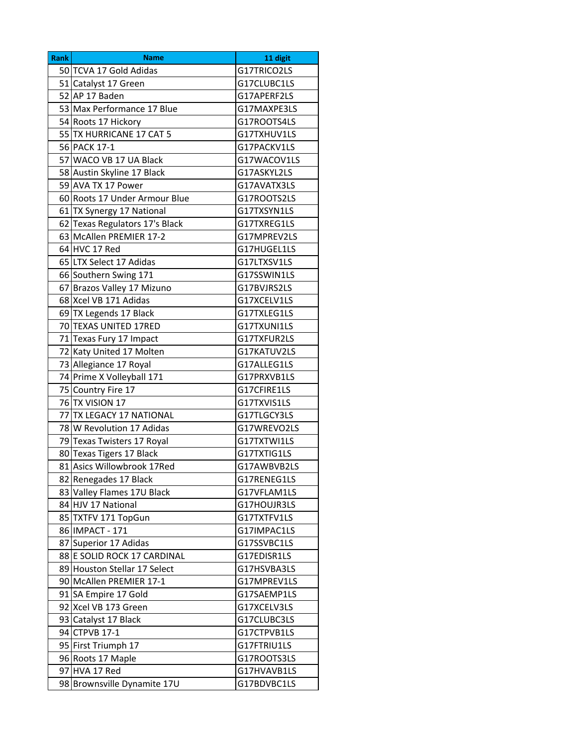| Rank | Name | 11 digit |
|---|---|---|
| 50 | TCVA 17 Gold Adidas | G17TRICO2LS |
| 51 | Catalyst 17 Green | G17CLUBC1LS |
| 52 | AP 17 Baden | G17APERF2LS |
| 53 | Max Performance 17 Blue | G17MAXPE3LS |
| 54 | Roots 17 Hickory | G17ROOTS4LS |
| 55 | TX HURRICANE 17 CAT 5 | G17TXHUV1LS |
| 56 | PACK 17-1 | G17PACKV1LS |
| 57 | WACO VB 17 UA Black | G17WACOV1LS |
| 58 | Austin Skyline 17 Black | G17ASKYL2LS |
| 59 | AVA TX 17 Power | G17AVATX3LS |
| 60 | Roots 17 Under Armour Blue | G17ROOTS2LS |
| 61 | TX Synergy 17 National | G17TXSYN1LS |
| 62 | Texas Regulators 17's Black | G17TXREG1LS |
| 63 | McAllen PREMIER 17-2 | G17MPREV2LS |
| 64 | HVC 17 Red | G17HUGEL1LS |
| 65 | LTX Select 17 Adidas | G17LTXSV1LS |
| 66 | Southern Swing 171 | G17SSWIN1LS |
| 67 | Brazos Valley 17 Mizuno | G17BVJRS2LS |
| 68 | Xcel VB 171 Adidas | G17XCELV1LS |
| 69 | TX Legends 17 Black | G17TXLEG1LS |
| 70 | TEXAS UNITED 17RED | G17TXUNI1LS |
| 71 | Texas Fury 17 Impact | G17TXFUR2LS |
| 72 | Katy United 17 Molten | G17KATUV2LS |
| 73 | Allegiance 17 Royal | G17ALLEG1LS |
| 74 | Prime X Volleyball 171 | G17PRXVB1LS |
| 75 | Country Fire 17 | G17CFIRE1LS |
| 76 | TX VISION 17 | G17TXVIS1LS |
| 77 | TX LEGACY 17 NATIONAL | G17TLGCY3LS |
| 78 | W Revolution 17 Adidas | G17WREVO2LS |
| 79 | Texas Twisters 17 Royal | G17TXTWI1LS |
| 80 | Texas Tigers 17 Black | G17TXTIG1LS |
| 81 | Asics Willowbrook 17Red | G17AWBVB2LS |
| 82 | Renegades 17 Black | G17RENEG1LS |
| 83 | Valley Flames 17U Black | G17VFLAM1LS |
| 84 | HJV 17 National | G17HOUJR3LS |
| 85 | TXTFV 171 TopGun | G17TXTFV1LS |
| 86 | IMPACT - 171 | G17IMPAC1LS |
| 87 | Superior 17 Adidas | G17SSVBC1LS |
| 88 | E SOLID ROCK 17 CARDINAL | G17EDISR1LS |
| 89 | Houston Stellar 17 Select | G17HSVBA3LS |
| 90 | McAllen PREMIER 17-1 | G17MPREV1LS |
| 91 | SA Empire 17 Gold | G17SAEMP1LS |
| 92 | Xcel VB 173 Green | G17XCELV3LS |
| 93 | Catalyst 17 Black | G17CLUBC3LS |
| 94 | CTPVB 17-1 | G17CTPVB1LS |
| 95 | First Triumph 17 | G17FTRIU1LS |
| 96 | Roots 17 Maple | G17ROOTS3LS |
| 97 | HVA 17 Red | G17HVAVB1LS |
| 98 | Brownsville Dynamite 17U | G17BDVBC1LS |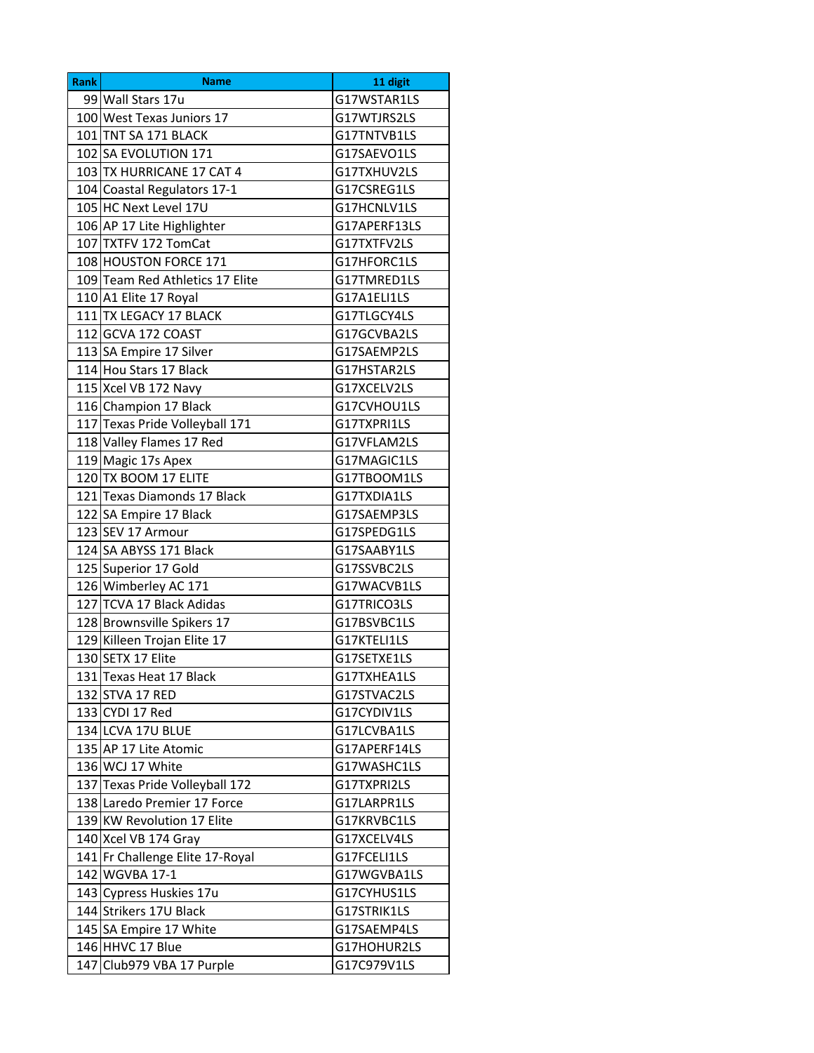| Rank | Name | 11 digit |
| --- | --- | --- |
| 99 | Wall Stars 17u | G17WSTAR1LS |
| 100 | West Texas Juniors 17 | G17WTJRS2LS |
| 101 | TNT SA 171 BLACK | G17TNTVB1LS |
| 102 | SA EVOLUTION 171 | G17SAEVO1LS |
| 103 | TX HURRICANE 17 CAT 4 | G17TXHUV2LS |
| 104 | Coastal Regulators 17-1 | G17CSREG1LS |
| 105 | HC Next Level 17U | G17HCNLV1LS |
| 106 | AP 17 Lite Highlighter | G17APERF13LS |
| 107 | TXTFV 172 TomCat | G17TXTFV2LS |
| 108 | HOUSTON FORCE 171 | G17HFORC1LS |
| 109 | Team Red Athletics 17 Elite | G17TMRED1LS |
| 110 | A1 Elite 17 Royal | G17A1ELI1LS |
| 111 | TX LEGACY 17 BLACK | G17TLGCY4LS |
| 112 | GCVA 172 COAST | G17GCVBA2LS |
| 113 | SA Empire 17 Silver | G17SAEMP2LS |
| 114 | Hou Stars 17 Black | G17HSTAR2LS |
| 115 | Xcel VB 172 Navy | G17XCELV2LS |
| 116 | Champion 17 Black | G17CVHOU1LS |
| 117 | Texas Pride Volleyball 171 | G17TXPRI1LS |
| 118 | Valley Flames 17 Red | G17VFLAM2LS |
| 119 | Magic 17s Apex | G17MAGIC1LS |
| 120 | TX BOOM 17 ELITE | G17TBOOM1LS |
| 121 | Texas Diamonds 17 Black | G17TXDIA1LS |
| 122 | SA Empire 17 Black | G17SAEMP3LS |
| 123 | SEV 17 Armour | G17SPEDG1LS |
| 124 | SA ABYSS 171 Black | G17SAABY1LS |
| 125 | Superior 17 Gold | G17SSVBC2LS |
| 126 | Wimberley AC 171 | G17WACVB1LS |
| 127 | TCVA 17 Black Adidas | G17TRICO3LS |
| 128 | Brownsville Spikers 17 | G17BSVBC1LS |
| 129 | Killeen Trojan Elite 17 | G17KTELI1LS |
| 130 | SETX 17 Elite | G17SETXE1LS |
| 131 | Texas Heat 17 Black | G17TXHEA1LS |
| 132 | STVA 17 RED | G17STVAC2LS |
| 133 | CYDI 17 Red | G17CYDIV1LS |
| 134 | LCVA 17U BLUE | G17LCVBA1LS |
| 135 | AP 17 Lite Atomic | G17APERF14LS |
| 136 | WCJ 17 White | G17WASHC1LS |
| 137 | Texas Pride Volleyball 172 | G17TXPRI2LS |
| 138 | Laredo Premier 17 Force | G17LARPR1LS |
| 139 | KW Revolution 17 Elite | G17KRVBC1LS |
| 140 | Xcel VB 174 Gray | G17XCELV4LS |
| 141 | Fr Challenge Elite 17-Royal | G17FCELI1LS |
| 142 | WGVBA 17-1 | G17WGVBA1LS |
| 143 | Cypress Huskies 17u | G17CYHUS1LS |
| 144 | Strikers 17U Black | G17STRIK1LS |
| 145 | SA Empire 17 White | G17SAEMP4LS |
| 146 | HHVC 17 Blue | G17HOHUR2LS |
| 147 | Club979 VBA 17 Purple | G17C979V1LS |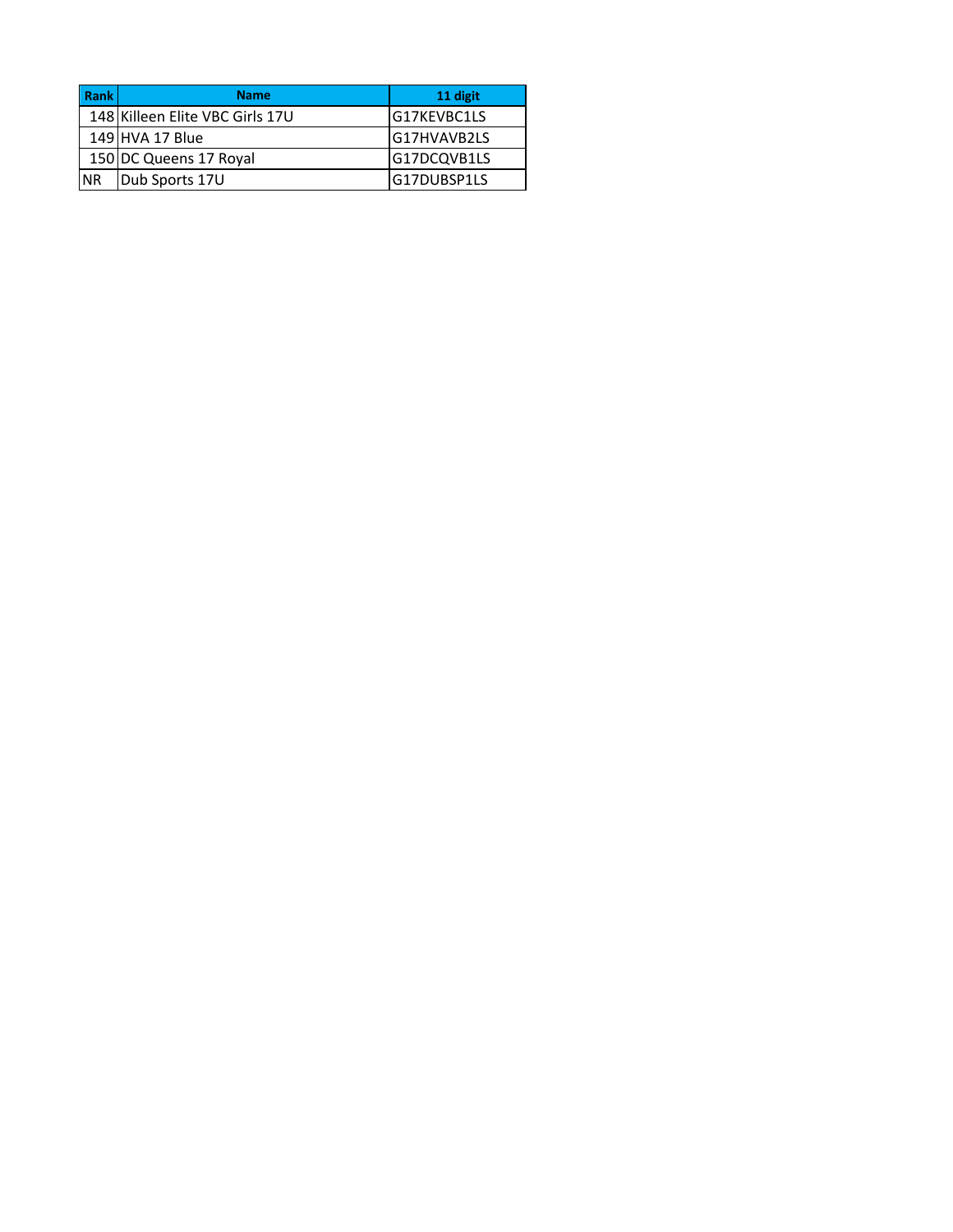| Rank | Name | 11 digit |
|---|---|---|
| 148 | Killeen Elite VBC Girls 17U | G17KEVBC1LS |
| 149 | HVA 17 Blue | G17HVAVB2LS |
| 150 | DC Queens 17 Royal | G17DCQVB1LS |
| NR | Dub Sports 17U | G17DUBSP1LS |